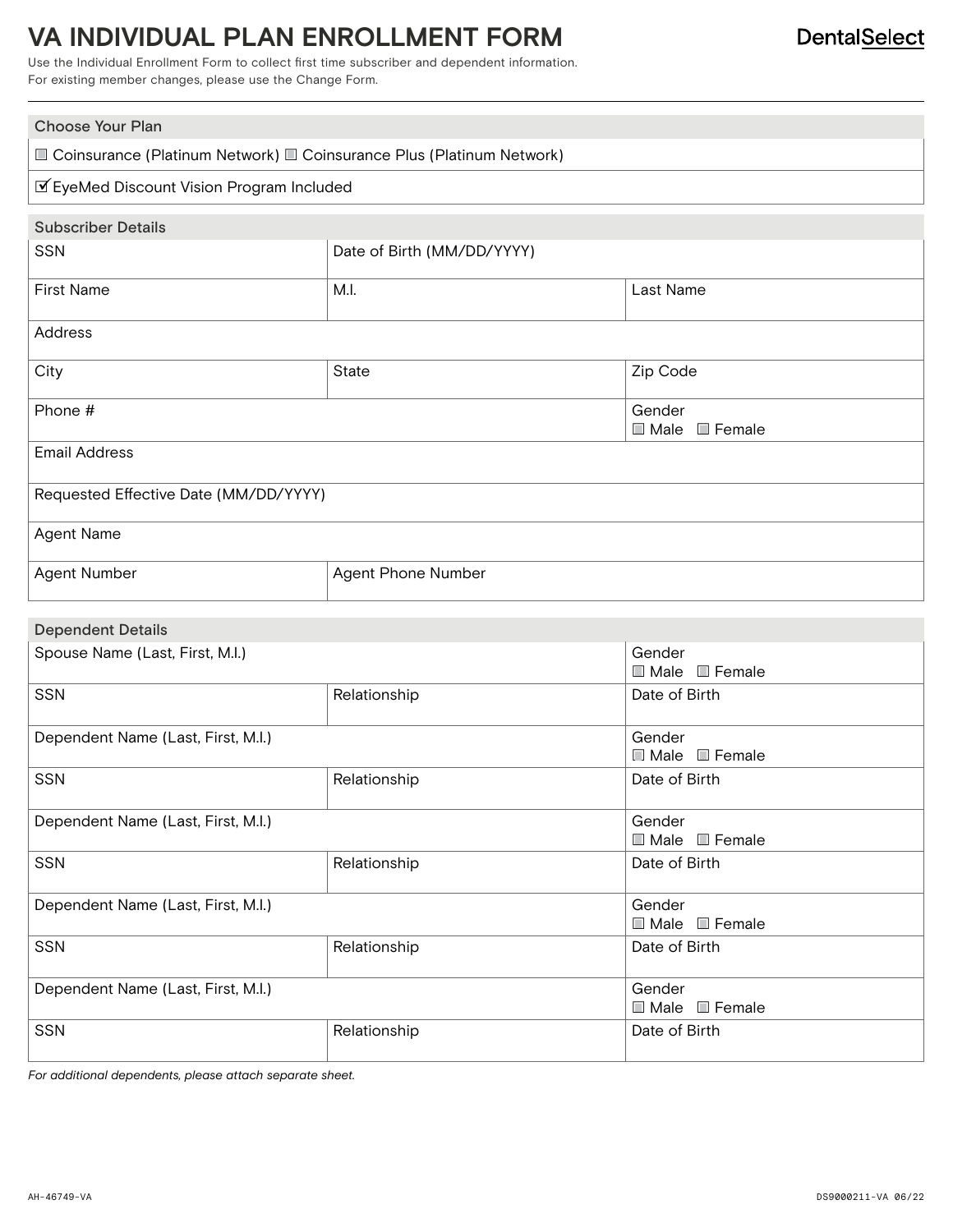# VA INDIVIDUAL PLAN ENROLLMENT FORM

DentalSelect

Use the Individual Enrollment Form to collect first time subscriber and dependent information.
For existing member changes, please use the Change Form.

## Choose Your Plan

☐ Coinsurance (Platinum Network) ☐ Coinsurance Plus (Platinum Network)

☑ EyeMed Discount Vision Program Included

## Subscriber Details

| | | |
|---|---|---|
| SSN | Date of Birth (MM/DD/YYYY) | |
| First Name | M.I. | Last Name |
| Address | | |
| City | State | Zip Code |
| Phone # | | Gender ☐ Male ☐ Female |
| Email Address | | |
| Requested Effective Date (MM/DD/YYYY) | | |
| Agent Name | | |
| Agent Number | Agent Phone Number | |

## Dependent Details

| | | |
|---|---|---|
| Spouse Name (Last, First, M.I.) | | Gender ☐ Male ☐ Female |
| SSN | Relationship | Date of Birth |
| Dependent Name (Last, First, M.I.) | | Gender ☐ Male ☐ Female |
| SSN | Relationship | Date of Birth |
| Dependent Name (Last, First, M.I.) | | Gender ☐ Male ☐ Female |
| SSN | Relationship | Date of Birth |
| Dependent Name (Last, First, M.I.) | | Gender ☐ Male ☐ Female |
| SSN | Relationship | Date of Birth |
| Dependent Name (Last, First, M.I.) | | Gender ☐ Male ☐ Female |
| SSN | Relationship | Date of Birth |

*For additional dependents, please attach separate sheet.*

AH-46749-VA

DS9000211-VA 06/22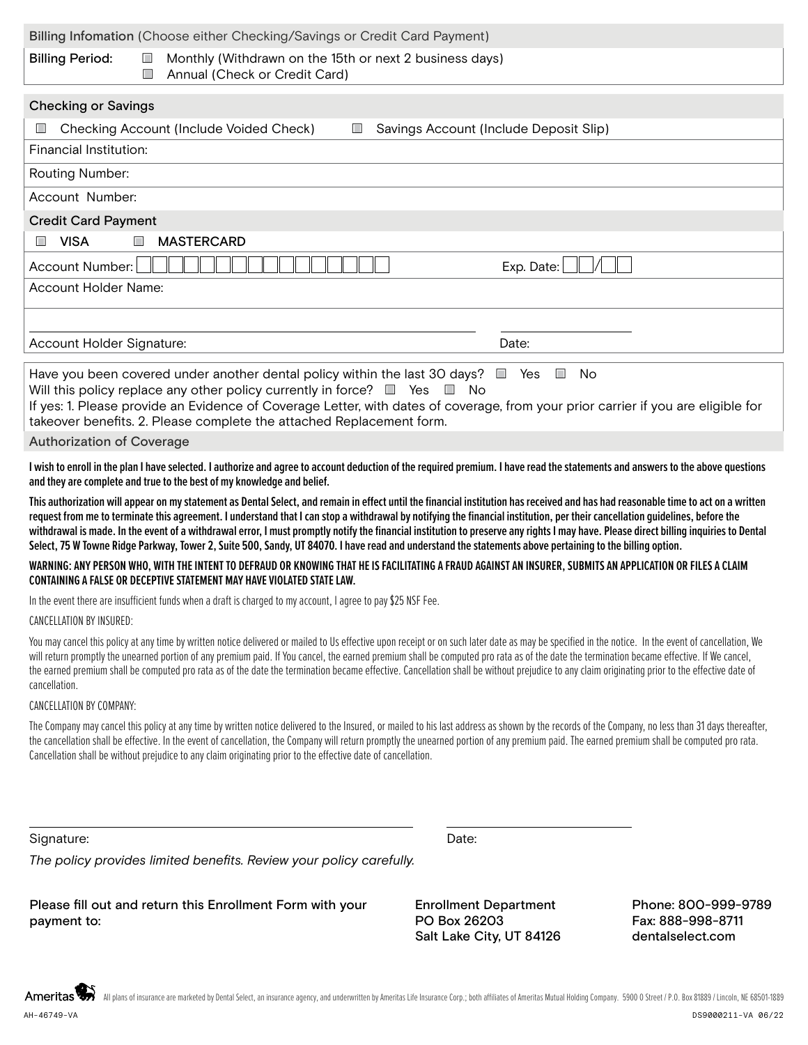## Billing Infomation (Choose either Checking/Savings or Credit Card Payment)

**Billing Period:**
- ☐ Monthly (Withdrawn on the 15th or next 2 business days)
- ☐ Annual (Check or Credit Card)

## Checking or Savings

☐ Checking Account (Include Voided Check) ☐ Savings Account (Include Deposit Slip)

Financial Institution:

Routing Number:

Account Number:

## Credit Card Payment

☐ **VISA** ☐ **MASTERCARD**

Account Number: ☐☐☐☐☐☐☐☐☐☐☐☐☐☐☐☐ Exp. Date: ☐☐/☐☐

Account Holder Name:

Account Holder Signature: ______________________ Date: ______________

Have you been covered under another dental policy within the last 30 days? ☐ Yes ☐ No

Will this policy replace any other policy currently in force? ☐ Yes ☐ No

If yes: 1. Please provide an Evidence of Coverage Letter, with dates of coverage, from your prior carrier if you are eligible for takeover benefits. 2. Please complete the attached Replacement form.

## Authorization of Coverage

**I wish to enroll in the plan I have selected. I authorize and agree to account deduction of the required premium. I have read the statements and answers to the above questions and they are complete and true to the best of my knowledge and belief.**

**This authorization will appear on my statement as Dental Select, and remain in effect until the financial institution has received and has had reasonable time to act on a written request from me to terminate this agreement. I understand that I can stop a withdrawal by notifying the financial institution, per their cancellation guidelines, before the withdrawal is made. In the event of a withdrawal error, I must promptly notify the financial institution to preserve any rights I may have. Please direct billing inquiries to Dental Select, 75 W Towne Ridge Parkway, Tower 2, Suite 500, Sandy, UT 84070. I have read and understand the statements above pertaining to the billing option.**

**WARNING: ANY PERSON WHO, WITH THE INTENT TO DEFRAUD OR KNOWING THAT HE IS FACILITATING A FRAUD AGAINST AN INSURER, SUBMITS AN APPLICATION OR FILES A CLAIM CONTAINING A FALSE OR DECEPTIVE STATEMENT MAY HAVE VIOLATED STATE LAW.**

In the event there are insufficient funds when a draft is charged to my account, I agree to pay $25 NSF Fee.

CANCELLATION BY INSURED:

You may cancel this policy at any time by written notice delivered or mailed to Us effective upon receipt or on such later date as may be specified in the notice. In the event of cancellation, We will return promptly the unearned portion of any premium paid. If You cancel, the earned premium shall be computed pro rata as of the date the termination became effective. If We cancel, the earned premium shall be computed pro rata as of the date the termination became effective. Cancellation shall be without prejudice to any claim originating prior to the effective date of cancellation.

CANCELLATION BY COMPANY:

The Company may cancel this policy at any time by written notice delivered to the Insured, or mailed to his last address as shown by the records of the Company, no less than 31 days thereafter, the cancellation shall be effective. In the event of cancellation, the Company will return promptly the unearned portion of any premium paid. The earned premium shall be computed pro rata. Cancellation shall be without prejudice to any claim originating prior to the effective date of cancellation.

Signature: ______________________ Date: ______________

*The policy provides limited benefits. Review your policy carefully.*

Please fill out and return this Enrollment Form with your payment to:

Enrollment Department
PO Box 26203
Salt Lake City, UT 84126

Phone: 800-999-9789
Fax: 888-998-8711
dentalselect.com

Ameritas — All plans of insurance are marketed by Dental Select, an insurance agency, and underwritten by Ameritas Life Insurance Corp.; both affiliates of Ameritas Mutual Holding Company. 5900 O Street / P.O. Box 81889 / Lincoln, NE 68501-1889

AH-46749-VA DS9000211-VA 06/22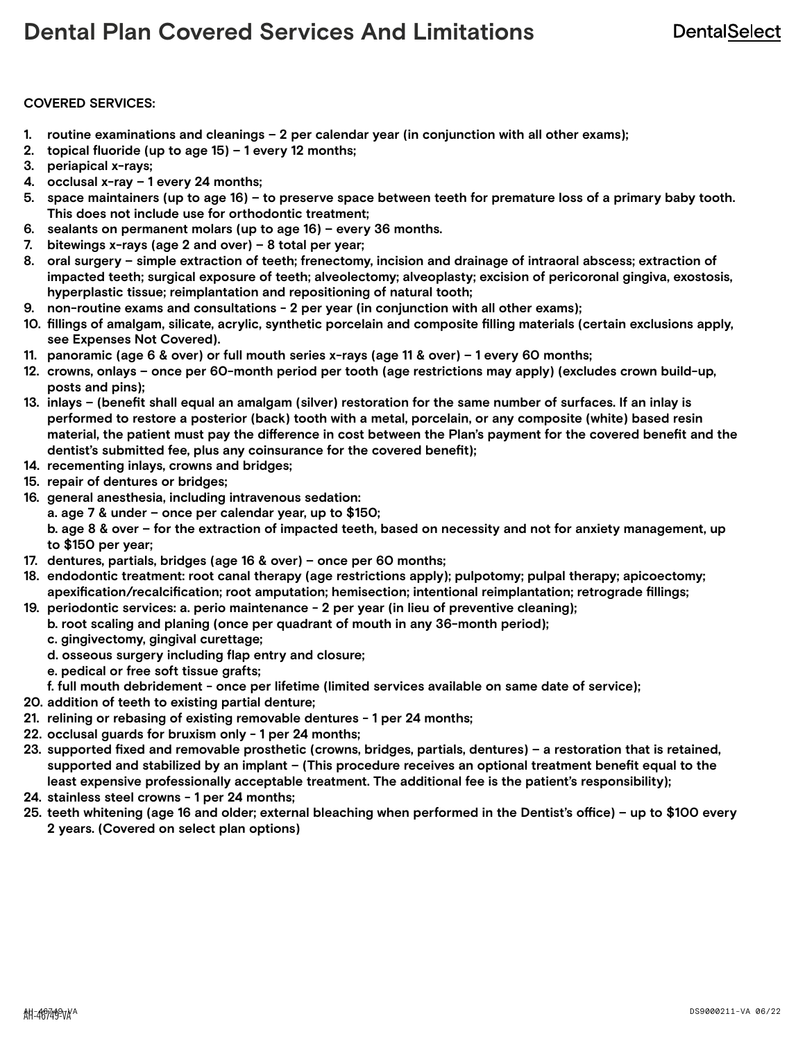# Dental Plan Covered Services And Limitations

DentalSelect

**COVERED SERVICES:**

1. **routine examinations and cleanings – 2 per calendar year (in conjunction with all other exams);**
2. **topical fluoride (up to age 15) – 1 every 12 months;**
3. **periapical x-rays;**
4. **occlusal x-ray – 1 every 24 months;**
5. **space maintainers (up to age 16) – to preserve space between teeth for premature loss of a primary baby tooth. This does not include use for orthodontic treatment;**
6. **sealants on permanent molars (up to age 16) – every 36 months.**
7. **bitewings x-rays (age 2 and over) – 8 total per year;**
8. **oral surgery – simple extraction of teeth; frenectomy, incision and drainage of intraoral abscess; extraction of impacted teeth; surgical exposure of teeth; alveolectomy; alveoplasty; excision of pericoronal gingiva, exostosis, hyperplastic tissue; reimplantation and repositioning of natural tooth;**
9. **non-routine exams and consultations - 2 per year (in conjunction with all other exams);**
10. **fillings of amalgam, silicate, acrylic, synthetic porcelain and composite filling materials (certain exclusions apply, see Expenses Not Covered).**
11. **panoramic (age 6 & over) or full mouth series x-rays (age 11 & over) – 1 every 60 months;**
12. **crowns, onlays – once per 60-month period per tooth (age restrictions may apply) (excludes crown build-up, posts and pins);**
13. **inlays – (benefit shall equal an amalgam (silver) restoration for the same number of surfaces. If an inlay is performed to restore a posterior (back) tooth with a metal, porcelain, or any composite (white) based resin material, the patient must pay the difference in cost between the Plan's payment for the covered benefit and the dentist's submitted fee, plus any coinsurance for the covered benefit);**
14. **recementing inlays, crowns and bridges;**
15. **repair of dentures or bridges;**
16. **general anesthesia, including intravenous sedation:**
    **a. age 7 & under – once per calendar year, up to $150;**
    **b. age 8 & over – for the extraction of impacted teeth, based on necessity and not for anxiety management, up to $150 per year;**
17. **dentures, partials, bridges (age 16 & over) – once per 60 months;**
18. **endodontic treatment: root canal therapy (age restrictions apply); pulpotomy; pulpal therapy; apicoectomy; apexification/recalcification; root amputation; hemisection; intentional reimplantation; retrograde fillings;**
19. **periodontic services: a. perio maintenance - 2 per year (in lieu of preventive cleaning);**
    **b. root scaling and planing (once per quadrant of mouth in any 36-month period);**
    **c. gingivectomy, gingival curettage;**
    **d. osseous surgery including flap entry and closure;**
    **e. pedical or free soft tissue grafts;**
    **f. full mouth debridement - once per lifetime (limited services available on same date of service);**
20. **addition of teeth to existing partial denture;**
21. **relining or rebasing of existing removable dentures - 1 per 24 months;**
22. **occlusal guards for bruxism only - 1 per 24 months;**
23. **supported fixed and removable prosthetic (crowns, bridges, partials, dentures) – a restoration that is retained, supported and stabilized by an implant – (This procedure receives an optional treatment benefit equal to the least expensive professionally acceptable treatment. The additional fee is the patient's responsibility);**
24. **stainless steel crowns - 1 per 24 months;**
25. **teeth whitening (age 16 and older; external bleaching when performed in the Dentist's office) – up to $100 every 2 years. (Covered on select plan options)**

AH-46749-VA

DS9000211-VA 06/22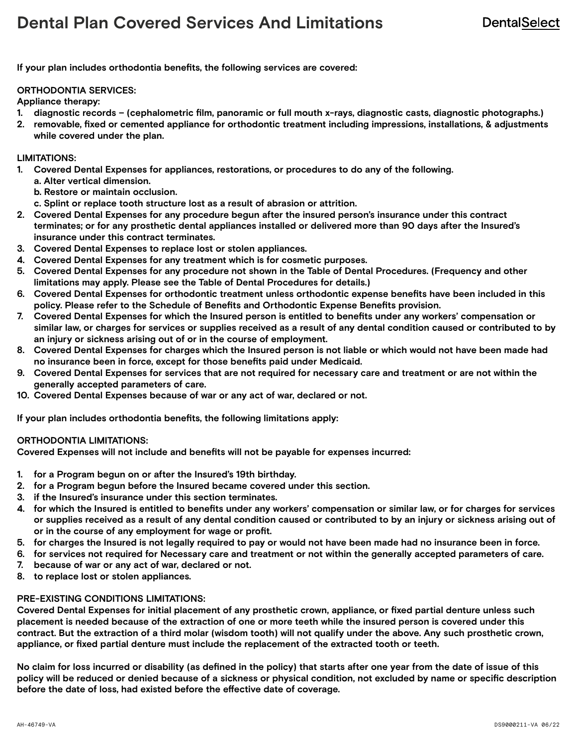# Dental Plan Covered Services And Limitations

DentalSelect

**If your plan includes orthodontia benefits, the following services are covered:**

**ORTHODONTIA SERVICES:**
**Appliance therapy:**

1. **diagnostic records – (cephalometric film, panoramic or full mouth x-rays, diagnostic casts, diagnostic photographs.)**
2. **removable, fixed or cemented appliance for orthodontic treatment including impressions, installations, & adjustments while covered under the plan.**

**LIMITATIONS:**

1. **Covered Dental Expenses for appliances, restorations, or procedures to do any of the following.**
   a. **Alter vertical dimension.**
   b. **Restore or maintain occlusion.**
   c. **Splint or replace tooth structure lost as a result of abrasion or attrition.**
2. **Covered Dental Expenses for any procedure begun after the insured person's insurance under this contract terminates; or for any prosthetic dental appliances installed or delivered more than 90 days after the Insured's insurance under this contract terminates.**
3. **Covered Dental Expenses to replace lost or stolen appliances.**
4. **Covered Dental Expenses for any treatment which is for cosmetic purposes.**
5. **Covered Dental Expenses for any procedure not shown in the Table of Dental Procedures. (Frequency and other limitations may apply. Please see the Table of Dental Procedures for details.)**
6. **Covered Dental Expenses for orthodontic treatment unless orthodontic expense benefits have been included in this policy. Please refer to the Schedule of Benefits and Orthodontic Expense Benefits provision.**
7. **Covered Dental Expenses for which the Insured person is entitled to benefits under any workers' compensation or similar law, or charges for services or supplies received as a result of any dental condition caused or contributed to by an injury or sickness arising out of or in the course of employment.**
8. **Covered Dental Expenses for charges which the Insured person is not liable or which would not have been made had no insurance been in force, except for those benefits paid under Medicaid.**
9. **Covered Dental Expenses for services that are not required for necessary care and treatment or are not within the generally accepted parameters of care.**
10. **Covered Dental Expenses because of war or any act of war, declared or not.**

**If your plan includes orthodontia benefits, the following limitations apply:**

**ORTHODONTIA LIMITATIONS:**
**Covered Expenses will not include and benefits will not be payable for expenses incurred:**

1. **for a Program begun on or after the Insured's 19th birthday.**
2. **for a Program begun before the Insured became covered under this section.**
3. **if the Insured's insurance under this section terminates.**
4. **for which the Insured is entitled to benefits under any workers' compensation or similar law, or for charges for services or supplies received as a result of any dental condition caused or contributed to by an injury or sickness arising out of or in the course of any employment for wage or profit.**
5. **for charges the Insured is not legally required to pay or would not have been made had no insurance been in force.**
6. **for services not required for Necessary care and treatment or not within the generally accepted parameters of care.**
7. **because of war or any act of war, declared or not.**
8. **to replace lost or stolen appliances.**

**PRE-EXISTING CONDITIONS LIMITATIONS:**
**Covered Dental Expenses for initial placement of any prosthetic crown, appliance, or fixed partial denture unless such placement is needed because of the extraction of one or more teeth while the insured person is covered under this contract. But the extraction of a third molar (wisdom tooth) will not qualify under the above. Any such prosthetic crown, appliance, or fixed partial denture must include the replacement of the extracted tooth or teeth.**

**No claim for loss incurred or disability (as defined in the policy) that starts after one year from the date of issue of this policy will be reduced or denied because of a sickness or physical condition, not excluded by name or specific description before the date of loss, had existed before the effective date of coverage.**

AH-46749-VA DS9000211-VA 06/22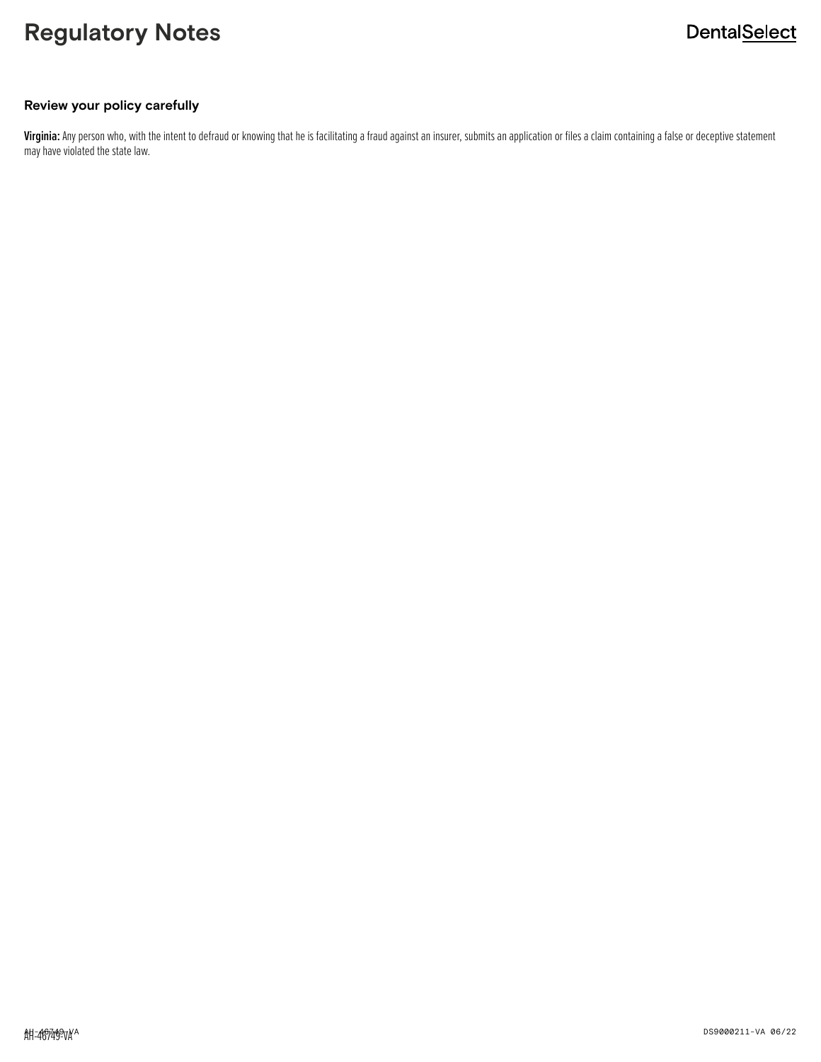# Regulatory Notes

### Review your policy carefully

**Virginia:** Any person who, with the intent to defraud or knowing that he is facilitating a fraud against an insurer, submits an application or files a claim containing a false or deceptive statement may have violated the state law.

AH-46749-VA

DS9000211-VA 06/22